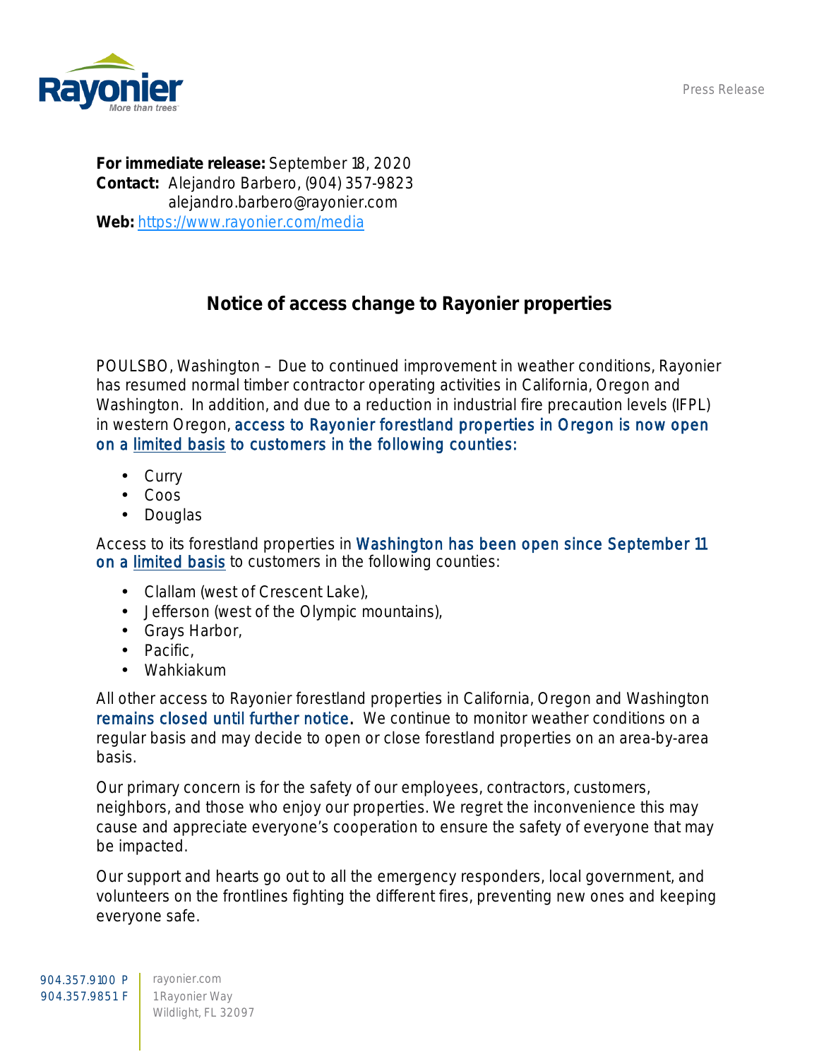Press Release

**For immediate release:** September 18, 2020
**Contact:** Alejandro Barbero, (904) 357-9823
alejandro.barbero@rayonier.com
**Web:** https://www.rayonier.com/media

## Notice of access change to Rayonier properties

POULSBO, Washington – Due to continued improvement in weather conditions, Rayonier has resumed normal timber contractor operating activities in California, Oregon and Washington. In addition, and due to a reduction in industrial fire precaution levels (IFPL) in western Oregon, access to Rayonier forestland properties in Oregon is now open on a limited basis to customers in the following counties:

- Curry
- Coos
- Douglas

Access to its forestland properties in Washington has been open since September 11 on a limited basis to customers in the following counties:

- Clallam (west of Crescent Lake),
- Jefferson (west of the Olympic mountains),
- Grays Harbor,
- Pacific,
- Wahkiakum

All other access to Rayonier forestland properties in California, Oregon and Washington remains closed until further notice. We continue to monitor weather conditions on a regular basis and may decide to open or close forestland properties on an area-by-area basis.

Our primary concern is for the safety of our employees, contractors, customers, neighbors, and those who enjoy our properties. We regret the inconvenience this may cause and appreciate everyone's cooperation to ensure the safety of everyone that may be impacted.

Our support and hearts go out to all the emergency responders, local government, and volunteers on the frontlines fighting the different fires, preventing new ones and keeping everyone safe.

904.357.9100 P
904.357.9851 F

rayonier.com
1 Rayonier Way
Wildlight, FL 32097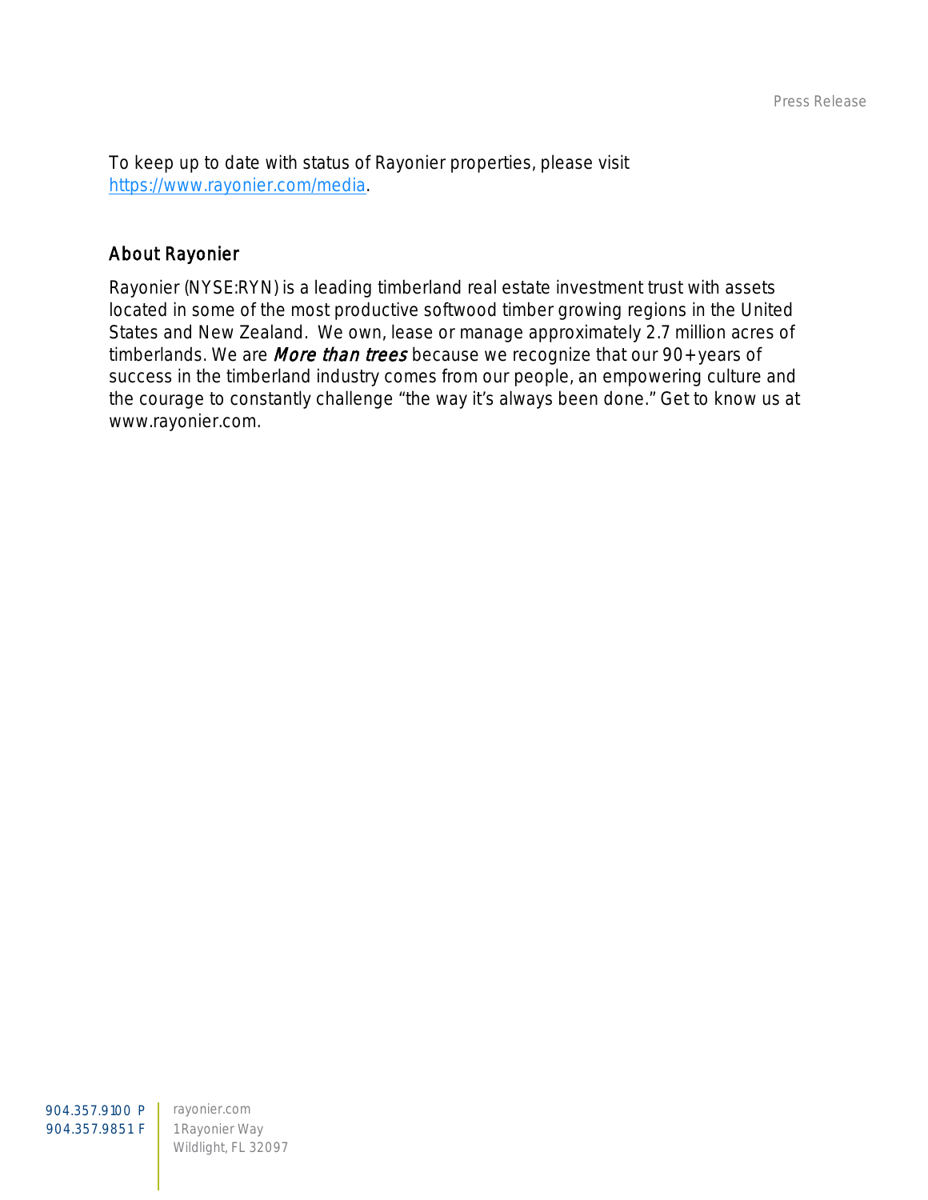To keep up to date with status of Rayonier properties, please visit [https://www.rayonier.com/media](https://www.rayonier.com/media).

## About Rayonier

Rayonier (NYSE:RYN) is a leading timberland real estate investment trust with assets located in some of the most productive softwood timber growing regions in the United States and New Zealand.  We own, lease or manage approximately 2.7 million acres of timberlands. We are *More than trees* because we recognize that our 90+ years of success in the timberland industry comes from our people, an empowering culture and the courage to constantly challenge "the way it's always been done." Get to know us at www.rayonier.com.

904.357.9100 P
904.357.9851 F

rayonier.com
1 Rayonier Way
Wildlight, FL 32097